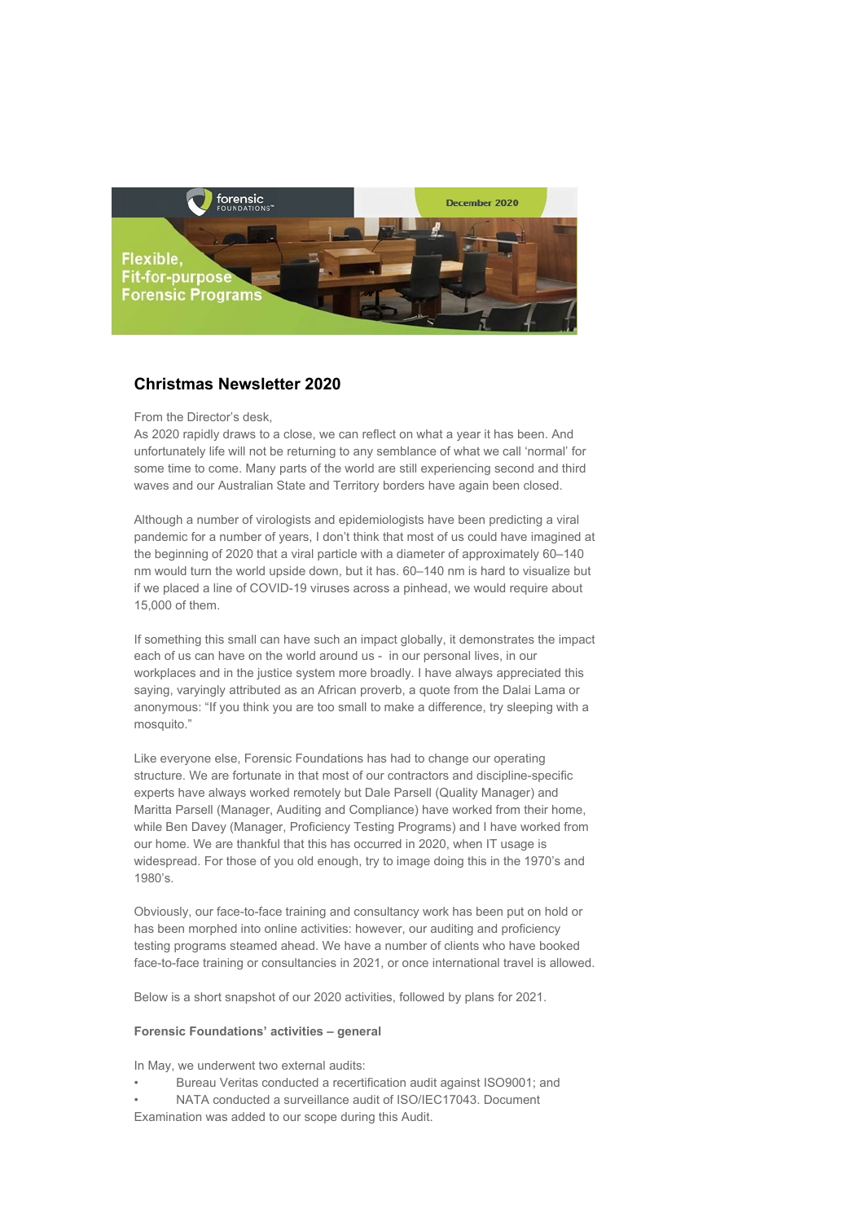forensic FOUNDATIONS™

December 2020

Flexible, Fit-for-purpose Forensic Programs

## Christmas Newsletter 2020

From the Director's desk,
As 2020 rapidly draws to a close, we can reflect on what a year it has been. And unfortunately life will not be returning to any semblance of what we call 'normal' for some time to come. Many parts of the world are still experiencing second and third waves and our Australian State and Territory borders have again been closed.

Although a number of virologists and epidemiologists have been predicting a viral pandemic for a number of years, I don't think that most of us could have imagined at the beginning of 2020 that a viral particle with a diameter of approximately 60–140 nm would turn the world upside down, but it has. 60–140 nm is hard to visualize but if we placed a line of COVID-19 viruses across a pinhead, we would require about 15,000 of them.

If something this small can have such an impact globally, it demonstrates the impact each of us can have on the world around us - in our personal lives, in our workplaces and in the justice system more broadly. I have always appreciated this saying, varyingly attributed as an African proverb, a quote from the Dalai Lama or anonymous: "If you think you are too small to make a difference, try sleeping with a mosquito."

Like everyone else, Forensic Foundations has had to change our operating structure. We are fortunate in that most of our contractors and discipline-specific experts have always worked remotely but Dale Parsell (Quality Manager) and Maritta Parsell (Manager, Auditing and Compliance) have worked from their home, while Ben Davey (Manager, Proficiency Testing Programs) and I have worked from our home. We are thankful that this has occurred in 2020, when IT usage is widespread. For those of you old enough, try to image doing this in the 1970's and 1980's.

Obviously, our face-to-face training and consultancy work has been put on hold or has been morphed into online activities: however, our auditing and proficiency testing programs steamed ahead. We have a number of clients who have booked face-to-face training or consultancies in 2021, or once international travel is allowed.

Below is a short snapshot of our 2020 activities, followed by plans for 2021.

**Forensic Foundations' activities – general**

In May, we underwent two external audits:

- Bureau Veritas conducted a recertification audit against ISO9001; and
- NATA conducted a surveillance audit of ISO/IEC17043. Document Examination was added to our scope during this Audit.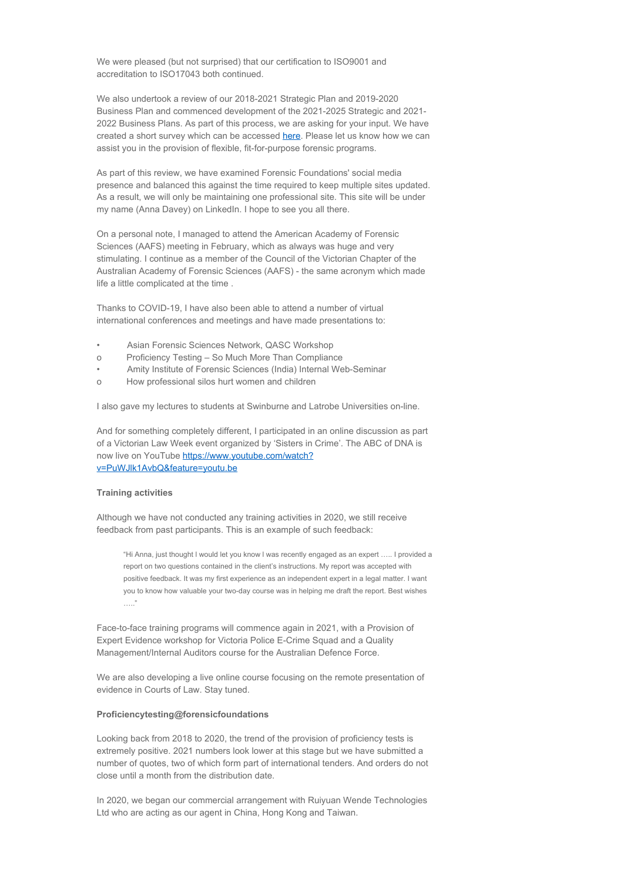We were pleased (but not surprised) that our certification to ISO9001 and accreditation to ISO17043 both continued.

We also undertook a review of our 2018-2021 Strategic Plan and 2019-2020 Business Plan and commenced development of the 2021-2025 Strategic and 2021-2022 Business Plans. As part of this process, we are asking for your input. We have created a short survey which can be accessed [here](). Please let us know how we can assist you in the provision of flexible, fit-for-purpose forensic programs.

As part of this review, we have examined Forensic Foundations' social media presence and balanced this against the time required to keep multiple sites updated. As a result, we will only be maintaining one professional site. This site will be under my name (Anna Davey) on LinkedIn. I hope to see you all there.

On a personal note, I managed to attend the American Academy of Forensic Sciences (AAFS) meeting in February, which as always was huge and very stimulating. I continue as a member of the Council of the Victorian Chapter of the Australian Academy of Forensic Sciences (AAFS) - the same acronym which made life a little complicated at the time .

Thanks to COVID-19, I have also been able to attend a number of virtual international conferences and meetings and have made presentations to:

- Asian Forensic Sciences Network, QASC Workshop
  - Proficiency Testing – So Much More Than Compliance
- Amity Institute of Forensic Sciences (India) Internal Web-Seminar
  - How professional silos hurt women and children

I also gave my lectures to students at Swinburne and Latrobe Universities on-line.

And for something completely different, I participated in an online discussion as part of a Victorian Law Week event organized by 'Sisters in Crime'. The ABC of DNA is now live on YouTube [https://www.youtube.com/watch?v=PuWJlk1AvbQ&feature=youtu.be](https://www.youtube.com/watch?v=PuWJlk1AvbQ&feature=youtu.be)

**Training activities**

Although we have not conducted any training activities in 2020, we still receive feedback from past participants. This is an example of such feedback:

> "Hi Anna, just thought I would let you know I was recently engaged as an expert ….. I provided a report on two questions contained in the client's instructions. My report was accepted with positive feedback. It was my first experience as an independent expert in a legal matter. I want you to know how valuable your two-day course was in helping me draft the report. Best wishes ….."

Face-to-face training programs will commence again in 2021, with a Provision of Expert Evidence workshop for Victoria Police E-Crime Squad and a Quality Management/Internal Auditors course for the Australian Defence Force.

We are also developing a live online course focusing on the remote presentation of evidence in Courts of Law. Stay tuned.

**Proficiencytesting@forensicfoundations**

Looking back from 2018 to 2020, the trend of the provision of proficiency tests is extremely positive. 2021 numbers look lower at this stage but we have submitted a number of quotes, two of which form part of international tenders. And orders do not close until a month from the distribution date.

In 2020, we began our commercial arrangement with Ruiyuan Wende Technologies Ltd who are acting as our agent in China, Hong Kong and Taiwan.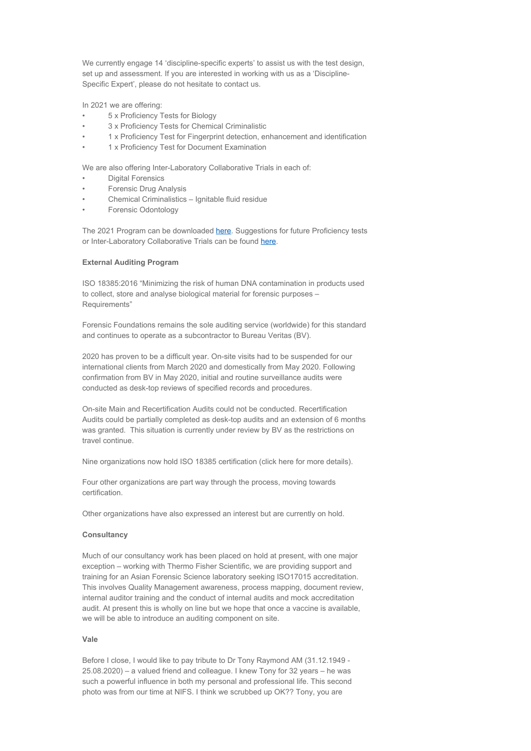We currently engage 14 ‘discipline-specific experts’ to assist us with the test design, set up and assessment. If you are interested in working with us as a ‘Discipline-Specific Expert’, please do not hesitate to contact us.

In 2021 we are offering:

- 5 x Proficiency Tests for Biology
- 3 x Proficiency Tests for Chemical Criminalistic
- 1 x Proficiency Test for Fingerprint detection, enhancement and identification
- 1 x Proficiency Test for Document Examination

We are also offering Inter-Laboratory Collaborative Trials in each of:

- Digital Forensics
- Forensic Drug Analysis
- Chemical Criminalistics – Ignitable fluid residue
- Forensic Odontology

The 2021 Program can be downloaded here. Suggestions for future Proficiency tests or Inter-Laboratory Collaborative Trials can be found here.

**External Auditing Program**

ISO 18385:2016 “Minimizing the risk of human DNA contamination in products used to collect, store and analyse biological material for forensic purposes – Requirements”

Forensic Foundations remains the sole auditing service (worldwide) for this standard and continues to operate as a subcontractor to Bureau Veritas (BV).

2020 has proven to be a difficult year. On-site visits had to be suspended for our international clients from March 2020 and domestically from May 2020. Following confirmation from BV in May 2020, initial and routine surveillance audits were conducted as desk-top reviews of specified records and procedures.

On-site Main and Recertification Audits could not be conducted. Recertification Audits could be partially completed as desk-top audits and an extension of 6 months was granted. This situation is currently under review by BV as the restrictions on travel continue.

Nine organizations now hold ISO 18385 certification (click here for more details).

Four other organizations are part way through the process, moving towards certification.

Other organizations have also expressed an interest but are currently on hold.

**Consultancy**

Much of our consultancy work has been placed on hold at present, with one major exception – working with Thermo Fisher Scientific, we are providing support and training for an Asian Forensic Science laboratory seeking ISO17015 accreditation. This involves Quality Management awareness, process mapping, document review, internal auditor training and the conduct of internal audits and mock accreditation audit. At present this is wholly on line but we hope that once a vaccine is available, we will be able to introduce an auditing component on site.

**Vale**

Before I close, I would like to pay tribute to Dr Tony Raymond AM (31.12.1949 - 25.08.2020) – a valued friend and colleague. I knew Tony for 32 years – he was such a powerful influence in both my personal and professional life. This second photo was from our time at NIFS. I think we scrubbed up OK?? Tony, you are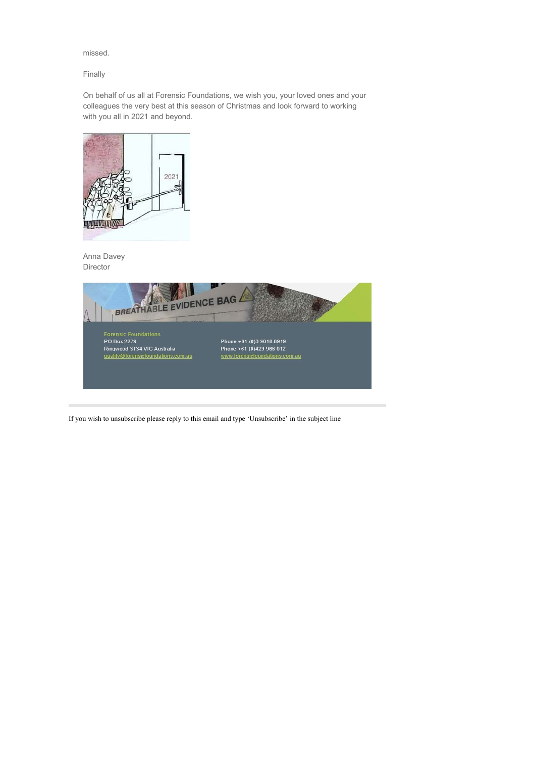missed.

Finally

On behalf of us all at Forensic Foundations, we wish you, your loved ones and your colleagues the very best at this season of Christmas and look forward to working with you all in 2021 and beyond.

Anna Davey
Director

Forensic Foundations
PO Box 2279
Ringwood 3134 VIC Australia
quality@forensicfoundations.com.au

Phone +61 (0)3 9018 8919
Phone +61 (0)429 966 012
www.forensicfoundations.com.au

If you wish to unsubscribe please reply to this email and type 'Unsubscribe' in the subject line